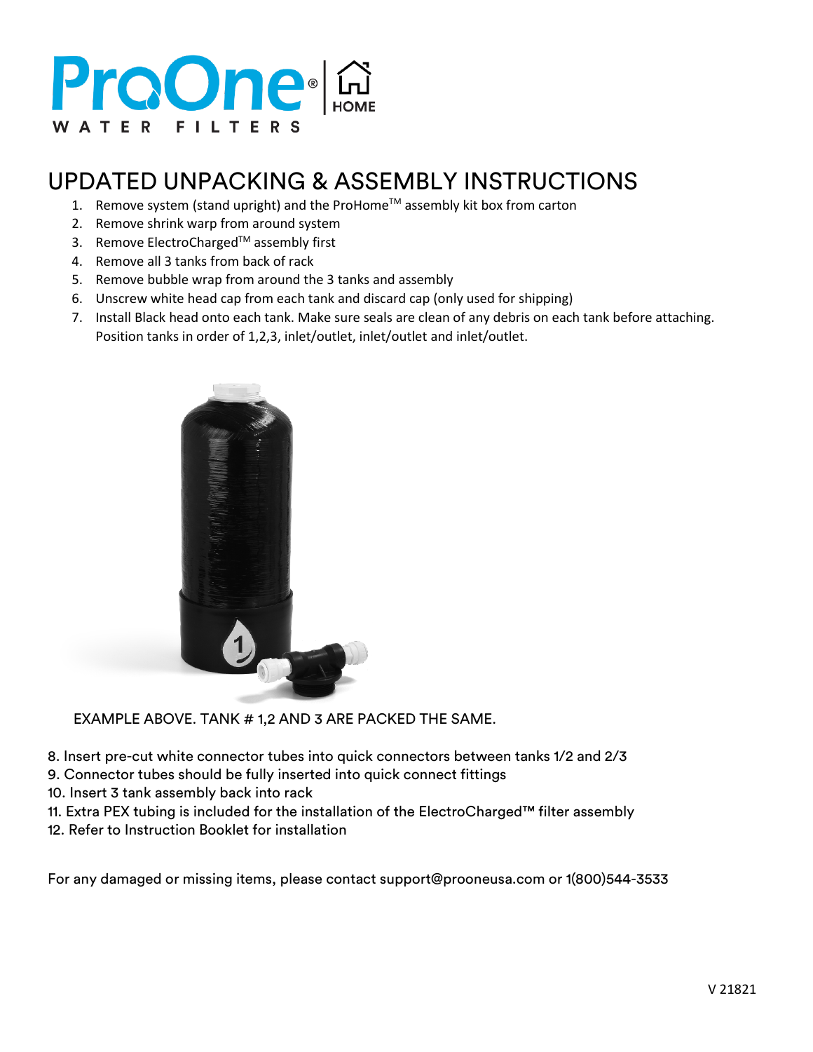ProOne® | HOME
WATER FILTERS

# UPDATED UNPACKING & ASSEMBLY INSTRUCTIONS

1. Remove system (stand upright) and the ProHome™ assembly kit box from carton
2. Remove shrink warp from around system
3. Remove ElectroCharged™ assembly first
4. Remove all 3 tanks from back of rack
5. Remove bubble wrap from around the 3 tanks and assembly
6. Unscrew white head cap from each tank and discard cap (only used for shipping)
7. Install Black head onto each tank. Make sure seals are clean of any debris on each tank before attaching. Position tanks in order of 1,2,3, inlet/outlet, inlet/outlet and inlet/outlet.

EXAMPLE ABOVE. TANK # 1,2 AND 3 ARE PACKED THE SAME.

8. Insert pre-cut white connector tubes into quick connectors between tanks 1/2 and 2/3
9. Connector tubes should be fully inserted into quick connect fittings
10. Insert 3 tank assembly back into rack
11. Extra PEX tubing is included for the installation of the ElectroCharged™ filter assembly
12. Refer to Instruction Booklet for installation

For any damaged or missing items, please contact support@prooneusa.com or 1(800)544-3533

V 21821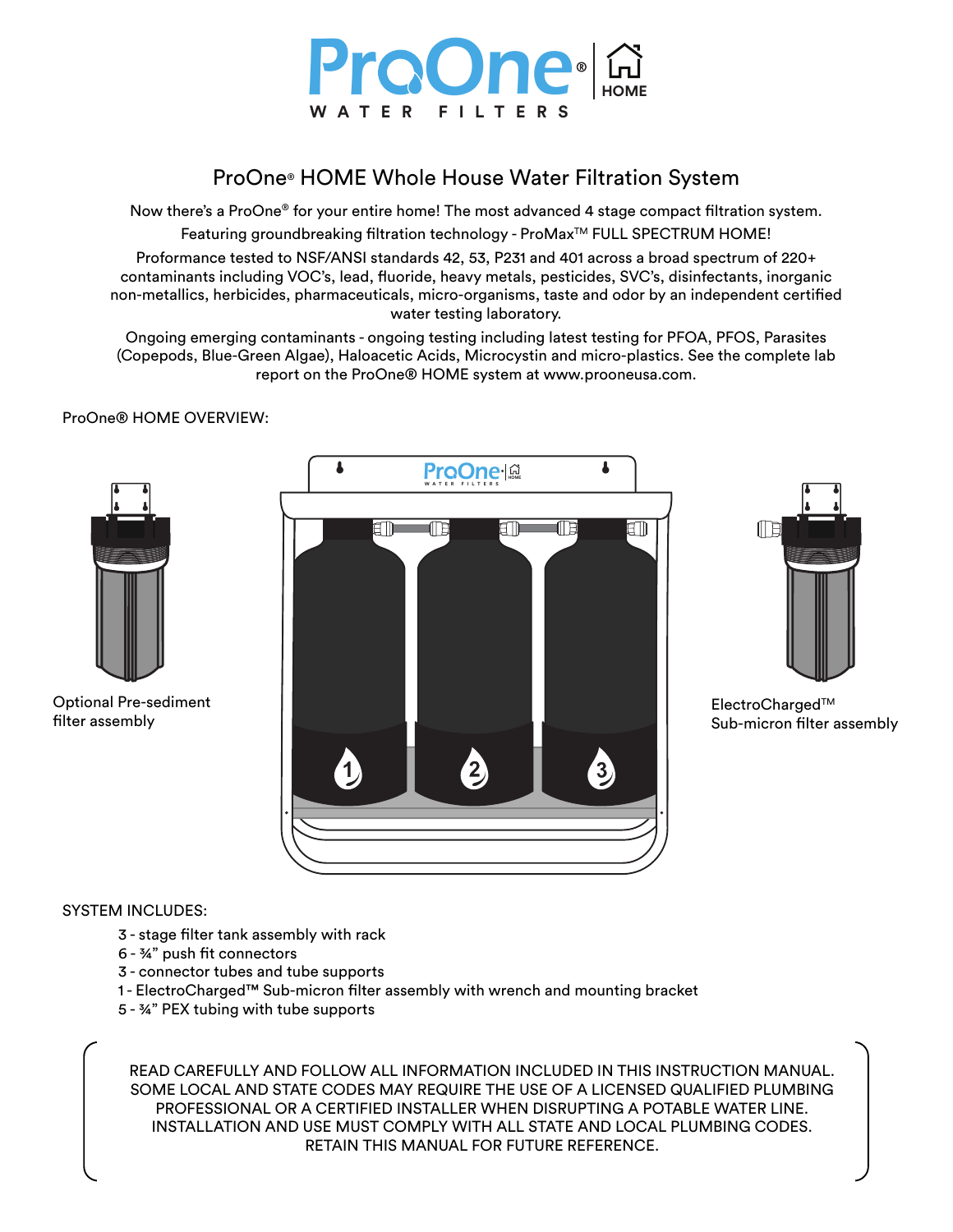# ProOne® HOME Whole House Water Filtration System

Now there's a ProOne® for your entire home! The most advanced 4 stage compact filtration system.

Featuring groundbreaking filtration technology - ProMax™ FULL SPECTRUM HOME!

Proformance tested to NSF/ANSI standards 42, 53, P231 and 401 across a broad spectrum of 220+ contaminants including VOC's, lead, fluoride, heavy metals, pesticides, SVC's, disinfectants, inorganic non-metallics, herbicides, pharmaceuticals, micro-organisms, taste and odor by an independent certified water testing laboratory.

Ongoing emerging contaminants - ongoing testing including latest testing for PFOA, PFOS, Parasites (Copepods, Blue-Green Algae), Haloacetic Acids, Microcystin and micro-plastics. See the complete lab report on the ProOne® HOME system at www.prooneusa.com.

ProOne® HOME OVERVIEW:

Optional Pre-sediment filter assembly

ElectroCharged™ Sub-micron filter assembly

SYSTEM INCLUDES:

- 3 - stage filter tank assembly with rack
- 6 - ¾" push fit connectors
- 3 - connector tubes and tube supports
- 1 - ElectroCharged™ Sub-micron filter assembly with wrench and mounting bracket
- 5 - ¾" PEX tubing with tube supports

READ CAREFULLY AND FOLLOW ALL INFORMATION INCLUDED IN THIS INSTRUCTION MANUAL. SOME LOCAL AND STATE CODES MAY REQUIRE THE USE OF A LICENSED QUALIFIED PLUMBING PROFESSIONAL OR A CERTIFIED INSTALLER WHEN DISRUPTING A POTABLE WATER LINE. INSTALLATION AND USE MUST COMPLY WITH ALL STATE AND LOCAL PLUMBING CODES. RETAIN THIS MANUAL FOR FUTURE REFERENCE.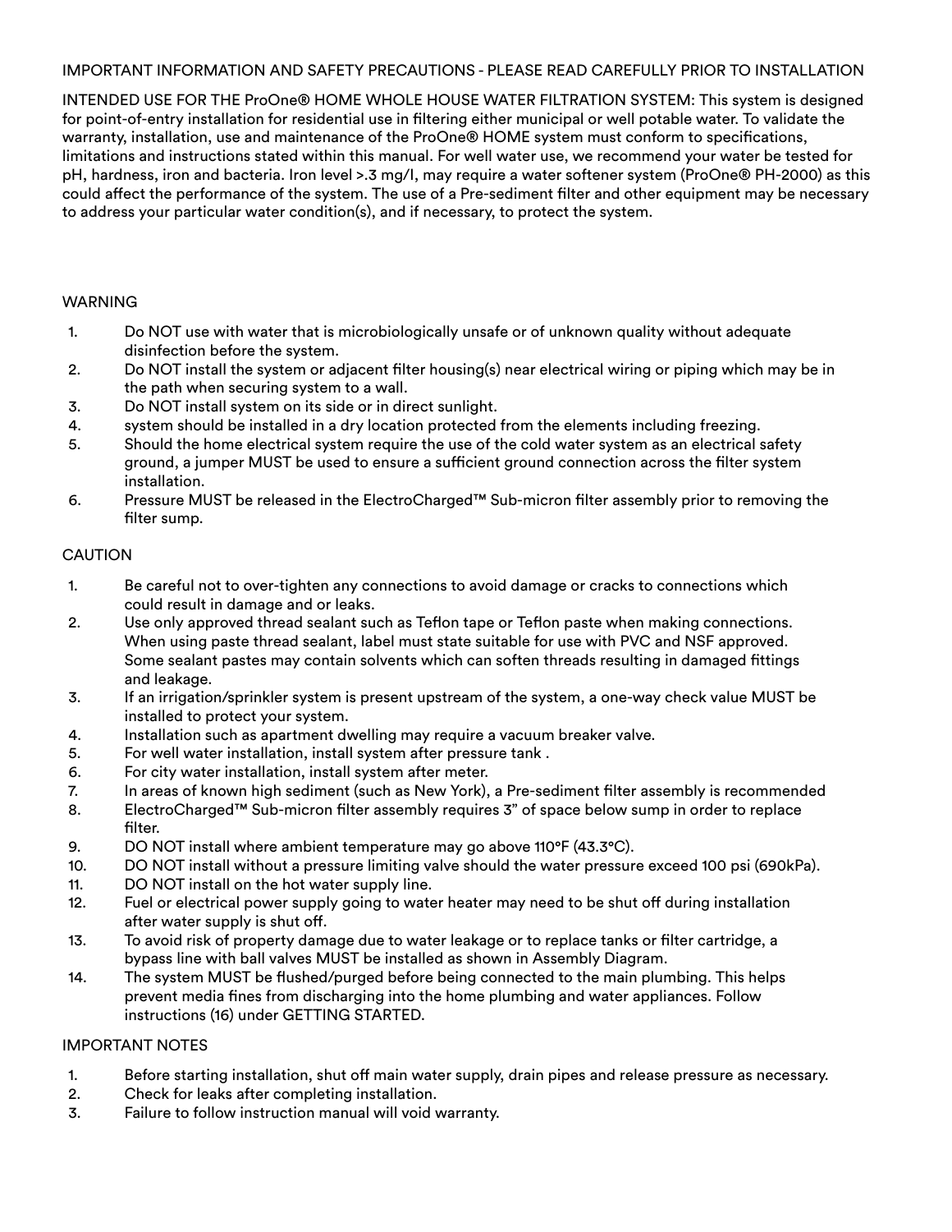IMPORTANT INFORMATION AND SAFETY PRECAUTIONS - PLEASE READ CAREFULLY PRIOR TO INSTALLATION

INTENDED USE FOR THE ProOne® HOME WHOLE HOUSE WATER FILTRATION SYSTEM: This system is designed for point-of-entry installation for residential use in filtering either municipal or well potable water. To validate the warranty, installation, use and maintenance of the ProOne® HOME system must conform to specifications, limitations and instructions stated within this manual. For well water use, we recommend your water be tested for pH, hardness, iron and bacteria. Iron level >.3 mg/l, may require a water softener system (ProOne® PH-2000) as this could affect the performance of the system. The use of a Pre-sediment filter and other equipment may be necessary to address your particular water condition(s), and if necessary, to protect the system.

WARNING

1. Do NOT use with water that is microbiologically unsafe or of unknown quality without adequate disinfection before the system.
2. Do NOT install the system or adjacent filter housing(s) near electrical wiring or piping which may be in the path when securing system to a wall.
3. Do NOT install system on its side or in direct sunlight.
4. system should be installed in a dry location protected from the elements including freezing.
5. Should the home electrical system require the use of the cold water system as an electrical safety ground, a jumper MUST be used to ensure a sufficient ground connection across the filter system installation.
6. Pressure MUST be released in the ElectroCharged™ Sub-micron filter assembly prior to removing the filter sump.

CAUTION

1. Be careful not to over-tighten any connections to avoid damage or cracks to connections which could result in damage and or leaks.
2. Use only approved thread sealant such as Teflon tape or Teflon paste when making connections. When using paste thread sealant, label must state suitable for use with PVC and NSF approved. Some sealant pastes may contain solvents which can soften threads resulting in damaged fittings and leakage.
3. If an irrigation/sprinkler system is present upstream of the system, a one-way check value MUST be installed to protect your system.
4. Installation such as apartment dwelling may require a vacuum breaker valve.
5. For well water installation, install system after pressure tank .
6. For city water installation, install system after meter.
7. In areas of known high sediment (such as New York), a Pre-sediment filter assembly is recommended
8. ElectroCharged™ Sub-micron filter assembly requires 3" of space below sump in order to replace filter.
9. DO NOT install where ambient temperature may go above 110°F (43.3°C).
10. DO NOT install without a pressure limiting valve should the water pressure exceed 100 psi (690kPa).
11. DO NOT install on the hot water supply line.
12. Fuel or electrical power supply going to water heater may need to be shut off during installation after water supply is shut off.
13. To avoid risk of property damage due to water leakage or to replace tanks or filter cartridge, a bypass line with ball valves MUST be installed as shown in Assembly Diagram.
14. The system MUST be flushed/purged before being connected to the main plumbing. This helps prevent media fines from discharging into the home plumbing and water appliances. Follow instructions (16) under GETTING STARTED.

IMPORTANT NOTES

1. Before starting installation, shut off main water supply, drain pipes and release pressure as necessary.
2. Check for leaks after completing installation.
3. Failure to follow instruction manual will void warranty.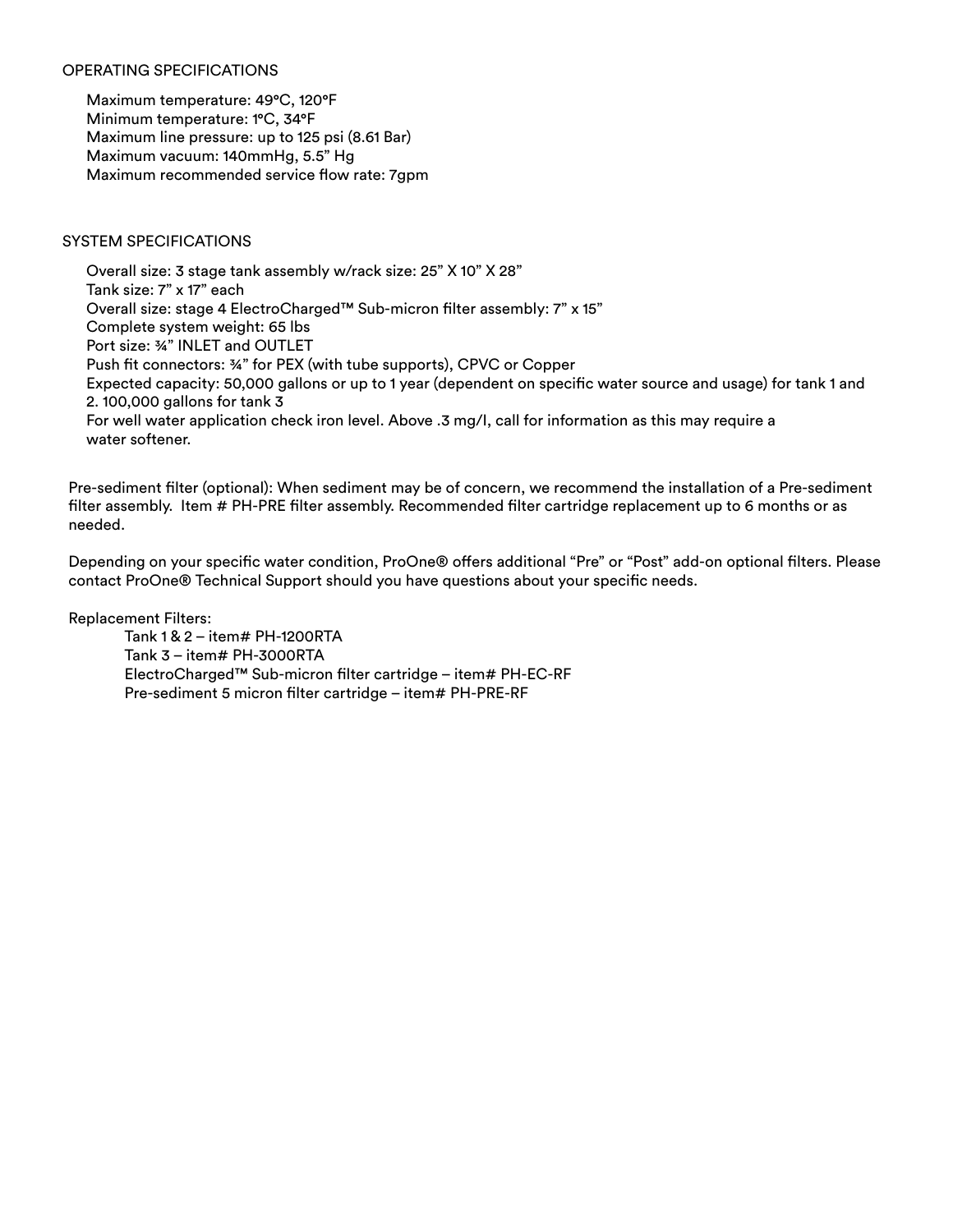## OPERATING SPECIFICATIONS

Maximum temperature: 49°C, 120°F
Minimum temperature: 1°C, 34°F
Maximum line pressure: up to 125 psi (8.61 Bar)
Maximum vacuum: 140mmHg, 5.5" Hg
Maximum recommended service flow rate: 7gpm

## SYSTEM SPECIFICATIONS

Overall size: 3 stage tank assembly w/rack size: 25" X 10" X 28"
Tank size: 7" x 17" each
Overall size: stage 4 ElectroCharged™ Sub-micron filter assembly: 7" x 15"
Complete system weight: 65 lbs
Port size: ¾" INLET and OUTLET
Push fit connectors: ¾" for PEX (with tube supports), CPVC or Copper
Expected capacity: 50,000 gallons or up to 1 year (dependent on specific water source and usage) for tank 1 and 2. 100,000 gallons for tank 3
For well water application check iron level. Above .3 mg/l, call for information as this may require a water softener.

Pre-sediment filter (optional): When sediment may be of concern, we recommend the installation of a Pre-sediment filter assembly. Item # PH-PRE filter assembly. Recommended filter cartridge replacement up to 6 months or as needed.

Depending on your specific water condition, ProOne® offers additional "Pre" or "Post" add-on optional filters. Please contact ProOne® Technical Support should you have questions about your specific needs.

Replacement Filters:

- Tank 1 & 2 – item# PH-1200RTA
- Tank 3 – item# PH-3000RTA
- ElectroCharged™ Sub-micron filter cartridge – item# PH-EC-RF
- Pre-sediment 5 micron filter cartridge – item# PH-PRE-RF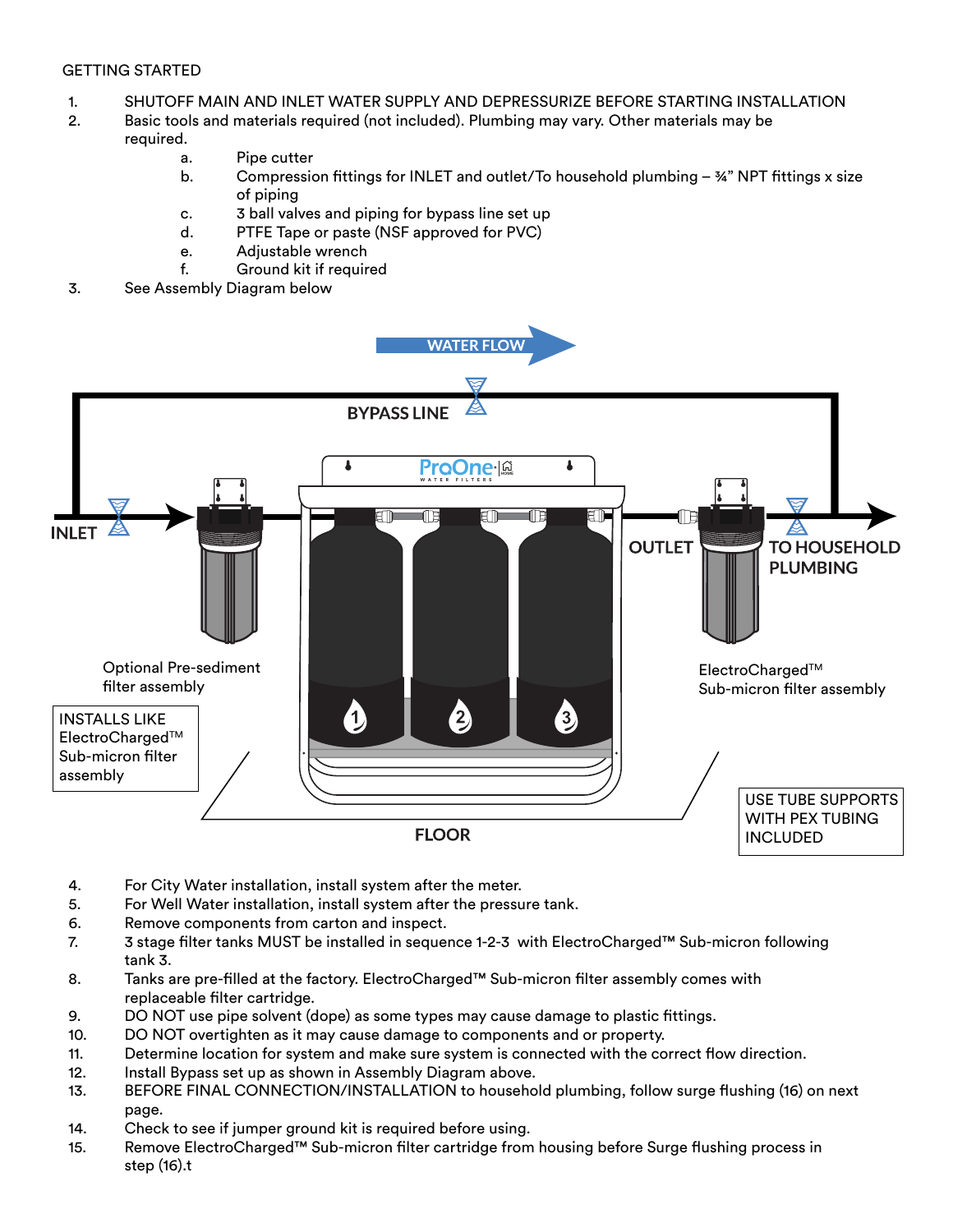GETTING STARTED

1. SHUTOFF MAIN AND INLET WATER SUPPLY AND DEPRESSURIZE BEFORE STARTING INSTALLATION
2. Basic tools and materials required (not included). Plumbing may vary. Other materials may be required.
   a. Pipe cutter
   b. Compression fittings for INLET and outlet/To household plumbing – ¾" NPT fittings x size of piping
   c. 3 ball valves and piping for bypass line set up
   d. PTFE Tape or paste (NSF approved for PVC)
   e. Adjustable wrench
   f. Ground kit if required
3. See Assembly Diagram below

WATER FLOW

BYPASS LINE

INLET

OUTLET

TO HOUSEHOLD PLUMBING

Optional Pre-sediment filter assembly

INSTALLS LIKE ElectroCharged™ Sub-micron filter assembly

ElectroCharged™ Sub-micron filter assembly

FLOOR

USE TUBE SUPPORTS WITH PEX TUBING INCLUDED

4. For City Water installation, install system after the meter.
5. For Well Water installation, install system after the pressure tank.
6. Remove components from carton and inspect.
7. 3 stage filter tanks MUST be installed in sequence 1-2-3 with ElectroCharged™ Sub-micron following tank 3.
8. Tanks are pre-filled at the factory. ElectroCharged™ Sub-micron filter assembly comes with replaceable filter cartridge.
9. DO NOT use pipe solvent (dope) as some types may cause damage to plastic fittings.
10. DO NOT overtighten as it may cause damage to components and or property.
11. Determine location for system and make sure system is connected with the correct flow direction.
12. Install Bypass set up as shown in Assembly Diagram above.
13. BEFORE FINAL CONNECTION/INSTALLATION to household plumbing, follow surge flushing (16) on next page.
14. Check to see if jumper ground kit is required before using.
15. Remove ElectroCharged™ Sub-micron filter cartridge from housing before Surge flushing process in step (16).t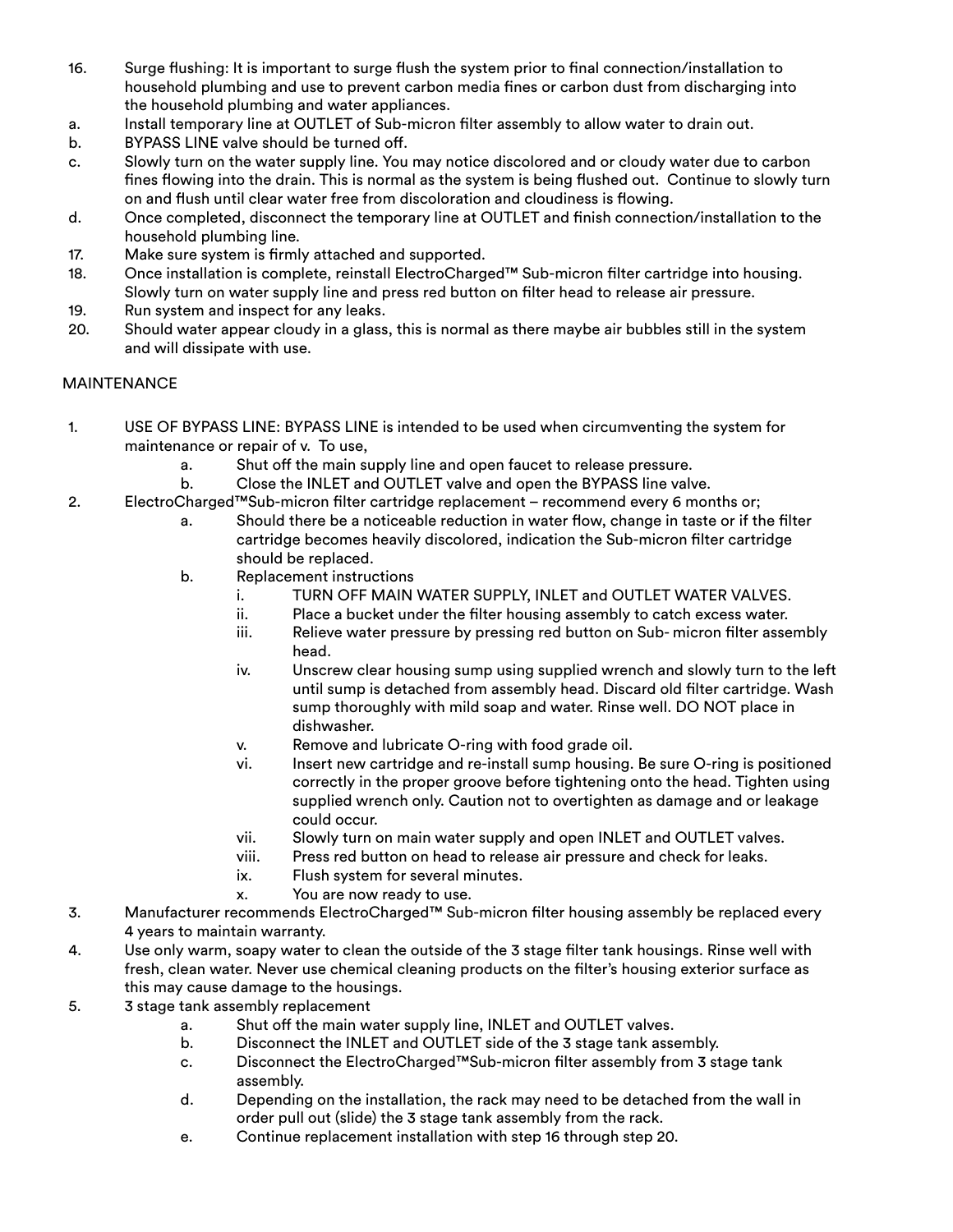16. Surge flushing: It is important to surge flush the system prior to final connection/installation to household plumbing and use to prevent carbon media fines or carbon dust from discharging into the household plumbing and water appliances.

a. Install temporary line at OUTLET of Sub-micron filter assembly to allow water to drain out.

b. BYPASS LINE valve should be turned off.

c. Slowly turn on the water supply line. You may notice discolored and or cloudy water due to carbon fines flowing into the drain. This is normal as the system is being flushed out. Continue to slowly turn on and flush until clear water free from discoloration and cloudiness is flowing.

d. Once completed, disconnect the temporary line at OUTLET and finish connection/installation to the household plumbing line.

17. Make sure system is firmly attached and supported.

18. Once installation is complete, reinstall ElectroCharged™ Sub-micron filter cartridge into housing. Slowly turn on water supply line and press red button on filter head to release air pressure.

19. Run system and inspect for any leaks.

20. Should water appear cloudy in a glass, this is normal as there maybe air bubbles still in the system and will dissipate with use.

## MAINTENANCE

1. USE OF BYPASS LINE: BYPASS LINE is intended to be used when circumventing the system for maintenance or repair of v. To use,
    a. Shut off the main supply line and open faucet to release pressure.
    b. Close the INLET and OUTLET valve and open the BYPASS line valve.
2. ElectroCharged™Sub-micron filter cartridge replacement – recommend every 6 months or;
    a. Should there be a noticeable reduction in water flow, change in taste or if the filter cartridge becomes heavily discolored, indication the Sub-micron filter cartridge should be replaced.
    b. Replacement instructions
        i. TURN OFF MAIN WATER SUPPLY, INLET and OUTLET WATER VALVES.
        ii. Place a bucket under the filter housing assembly to catch excess water.
        iii. Relieve water pressure by pressing red button on Sub- micron filter assembly head.
        iv. Unscrew clear housing sump using supplied wrench and slowly turn to the left until sump is detached from assembly head. Discard old filter cartridge. Wash sump thoroughly with mild soap and water. Rinse well. DO NOT place in dishwasher.
        v. Remove and lubricate O-ring with food grade oil.
        vi. Insert new cartridge and re-install sump housing. Be sure O-ring is positioned correctly in the proper groove before tightening onto the head. Tighten using supplied wrench only. Caution not to overtighten as damage and or leakage could occur.
        vii. Slowly turn on main water supply and open INLET and OUTLET valves.
        viii. Press red button on head to release air pressure and check for leaks.
        ix. Flush system for several minutes.
        x. You are now ready to use.
3. Manufacturer recommends ElectroCharged™ Sub-micron filter housing assembly be replaced every 4 years to maintain warranty.
4. Use only warm, soapy water to clean the outside of the 3 stage filter tank housings. Rinse well with fresh, clean water. Never use chemical cleaning products on the filter's housing exterior surface as this may cause damage to the housings.
5. 3 stage tank assembly replacement
    a. Shut off the main water supply line, INLET and OUTLET valves.
    b. Disconnect the INLET and OUTLET side of the 3 stage tank assembly.
    c. Disconnect the ElectroCharged™Sub-micron filter assembly from 3 stage tank assembly.
    d. Depending on the installation, the rack may need to be detached from the wall in order pull out (slide) the 3 stage tank assembly from the rack.
    e. Continue replacement installation with step 16 through step 20.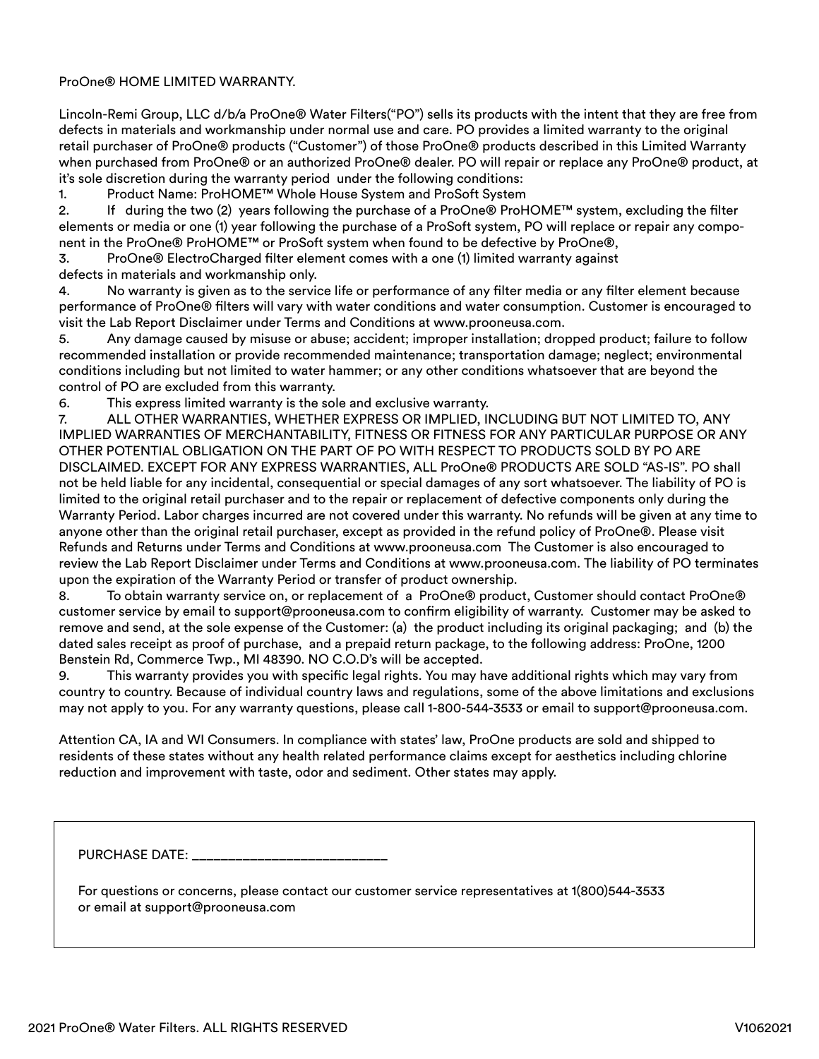ProOne® HOME LIMITED WARRANTY.

Lincoln-Remi Group, LLC d/b/a ProOne® Water Filters(“PO”) sells its products with the intent that they are free from defects in materials and workmanship under normal use and care. PO provides a limited warranty to the original retail purchaser of ProOne® products (“Customer”) of those ProOne® products described in this Limited Warranty when purchased from ProOne® or an authorized ProOne® dealer. PO will repair or replace any ProOne® product, at it’s sole discretion during the warranty period under the following conditions:

1. Product Name: ProHOME™ Whole House System and ProSoft System
2. If during the two (2) years following the purchase of a ProOne® ProHOME™ system, excluding the filter elements or media or one (1) year following the purchase of a ProSoft system, PO will replace or repair any component in the ProOne® ProHOME™ or ProSoft system when found to be defective by ProOne®,
3. ProOne® ElectroCharged filter element comes with a one (1) limited warranty against defects in materials and workmanship only.
4. No warranty is given as to the service life or performance of any filter media or any filter element because performance of ProOne® filters will vary with water conditions and water consumption. Customer is encouraged to visit the Lab Report Disclaimer under Terms and Conditions at www.prooneusa.com.
5. Any damage caused by misuse or abuse; accident; improper installation; dropped product; failure to follow recommended installation or provide recommended maintenance; transportation damage; neglect; environmental conditions including but not limited to water hammer; or any other conditions whatsoever that are beyond the control of PO are excluded from this warranty.
6. This express limited warranty is the sole and exclusive warranty.
7. ALL OTHER WARRANTIES, WHETHER EXPRESS OR IMPLIED, INCLUDING BUT NOT LIMITED TO, ANY IMPLIED WARRANTIES OF MERCHANTABILITY, FITNESS OR FITNESS FOR ANY PARTICULAR PURPOSE OR ANY OTHER POTENTIAL OBLIGATION ON THE PART OF PO WITH RESPECT TO PRODUCTS SOLD BY PO ARE DISCLAIMED. EXCEPT FOR ANY EXPRESS WARRANTIES, ALL ProOne® PRODUCTS ARE SOLD “AS-IS”. PO shall not be held liable for any incidental, consequential or special damages of any sort whatsoever. The liability of PO is limited to the original retail purchaser and to the repair or replacement of defective components only during the Warranty Period. Labor charges incurred are not covered under this warranty. No refunds will be given at any time to anyone other than the original retail purchaser, except as provided in the refund policy of ProOne®. Please visit Refunds and Returns under Terms and Conditions at www.prooneusa.com The Customer is also encouraged to review the Lab Report Disclaimer under Terms and Conditions at www.prooneusa.com. The liability of PO terminates upon the expiration of the Warranty Period or transfer of product ownership.
8. To obtain warranty service on, or replacement of a ProOne® product, Customer should contact ProOne® customer service by email to support@prooneusa.com to confirm eligibility of warranty. Customer may be asked to remove and send, at the sole expense of the Customer: (a) the product including its original packaging; and (b) the dated sales receipt as proof of purchase, and a prepaid return package, to the following address: ProOne, 1200 Benstein Rd, Commerce Twp., MI 48390. NO C.O.D’s will be accepted.
9. This warranty provides you with specific legal rights. You may have additional rights which may vary from country to country. Because of individual country laws and regulations, some of the above limitations and exclusions may not apply to you. For any warranty questions, please call 1-800-544-3533 or email to support@prooneusa.com.

Attention CA, IA and WI Consumers. In compliance with states’ law, ProOne products are sold and shipped to residents of these states without any health related performance claims except for aesthetics including chlorine reduction and improvement with taste, odor and sediment. Other states may apply.

PURCHASE DATE: ___________________________

For questions or concerns, please contact our customer service representatives at 1(800)544-3533 or email at support@prooneusa.com

2021 ProOne® Water Filters. ALL RIGHTS RESERVED

V1062021